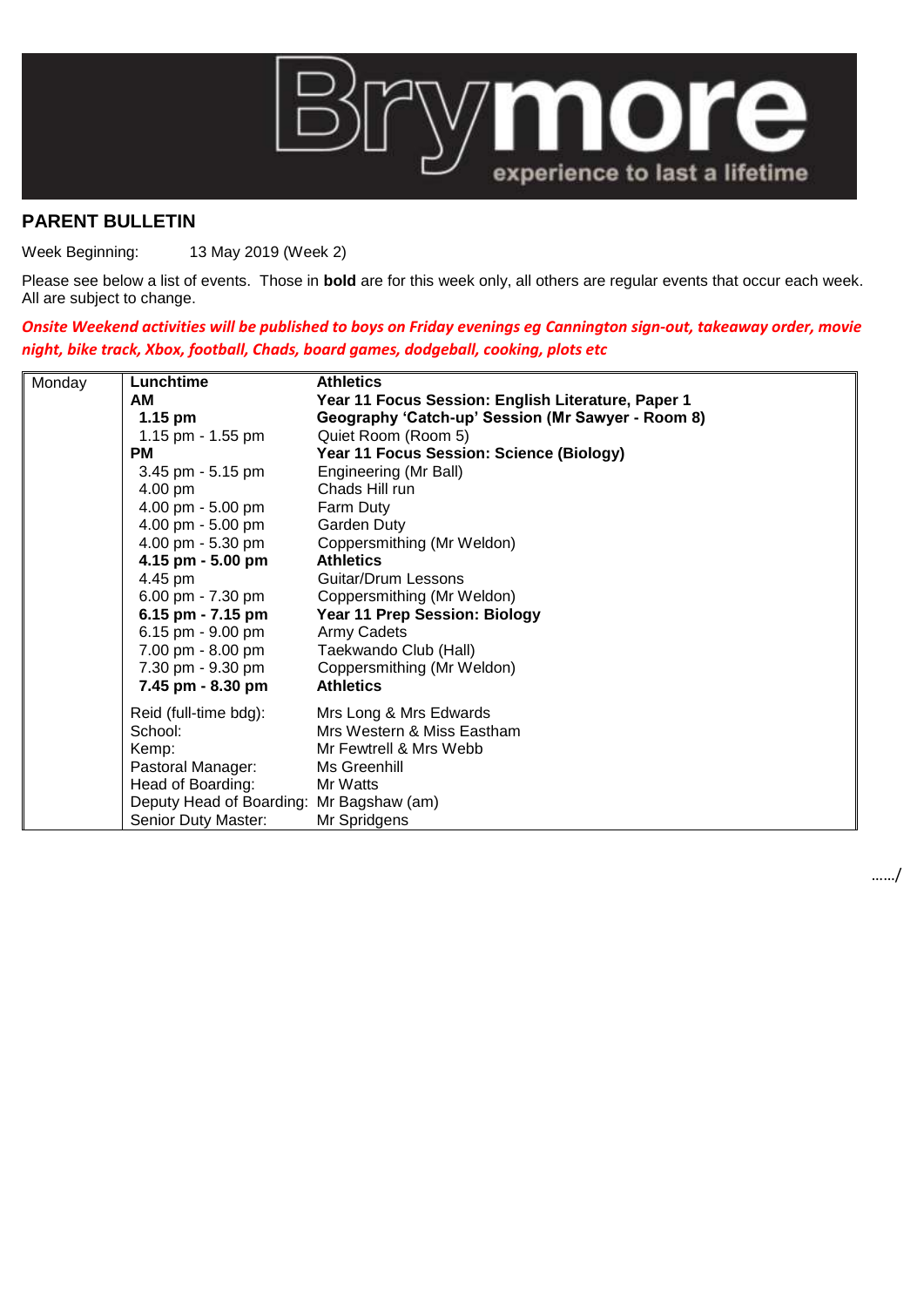# Brymore

experience to last a lifetime

## PARENT BULLETIN

Week Beginning: 13 May 2019 (Week 2)

Please see below a list of events. Those in **bold** are for this week only, all others are regular events that occur each week. All are subject to change.

***Onsite Weekend activities will be published to boys on Friday evenings eg Cannington sign-out, takeaway order, movie night, bike track, Xbox, football, Chads, board games, dodgeball, cooking, plots etc***

| | | |
|---|---|---|
| Monday | **Lunchtime** | **Athletics** |
| | **AM** | **Year 11 Focus Session: English Literature, Paper 1** |
| | **1.15 pm** | **Geography 'Catch-up' Session (Mr Sawyer - Room 8)** |
| | 1.15 pm - 1.55 pm | Quiet Room (Room 5) |
| | **PM** | **Year 11 Focus Session: Science (Biology)** |
| | 3.45 pm - 5.15 pm | Engineering (Mr Ball) |
| | 4.00 pm | Chads Hill run |
| | 4.00 pm - 5.00 pm | Farm Duty |
| | 4.00 pm - 5.00 pm | Garden Duty |
| | 4.00 pm - 5.30 pm | Coppersmithing (Mr Weldon) |
| | **4.15 pm - 5.00 pm** | **Athletics** |
| | 4.45 pm | Guitar/Drum Lessons |
| | 6.00 pm - 7.30 pm | Coppersmithing (Mr Weldon) |
| | **6.15 pm - 7.15 pm** | **Year 11 Prep Session: Biology** |
| | 6.15 pm - 9.00 pm | Army Cadets |
| | 7.00 pm - 8.00 pm | Taekwando Club (Hall) |
| | 7.30 pm - 9.30 pm | Coppersmithing (Mr Weldon) |
| | **7.45 pm - 8.30 pm** | **Athletics** |
| | Reid (full-time bdg): | Mrs Long & Mrs Edwards |
| | School: | Mrs Western & Miss Eastham |
| | Kemp: | Mr Fewtrell & Mrs Webb |
| | Pastoral Manager: | Ms Greenhill |
| | Head of Boarding: | Mr Watts |
| | Deputy Head of Boarding: | Mr Bagshaw (am) |
| | Senior Duty Master: | Mr Spridgens |

……/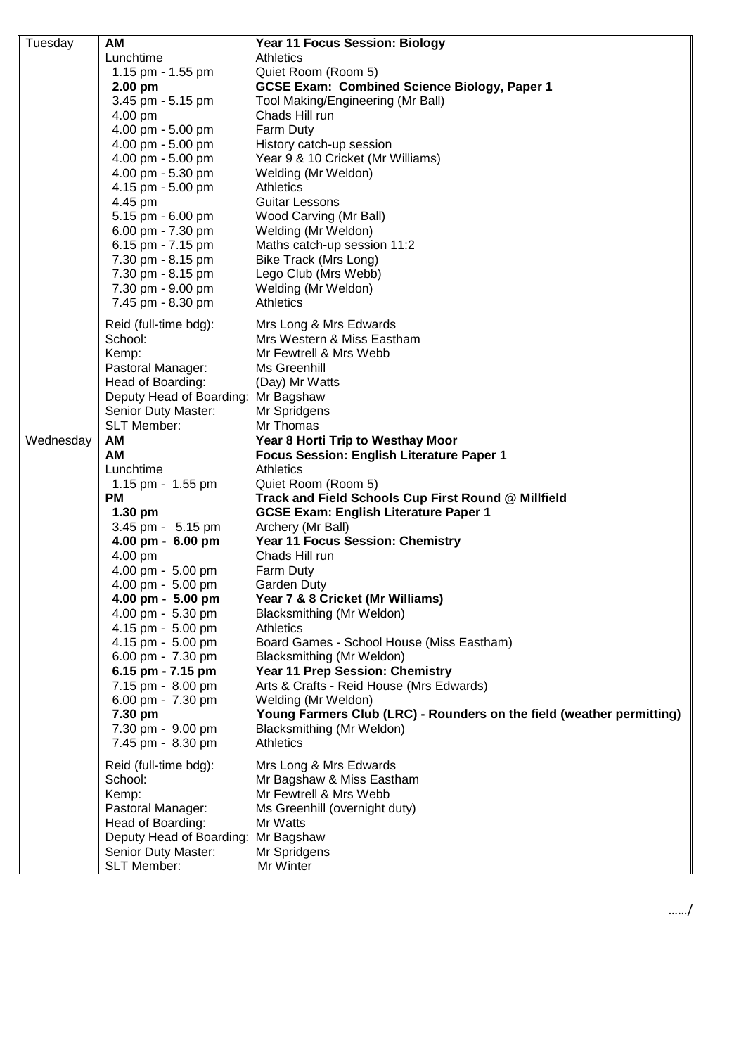| | | |
|---|---|---|
| Tuesday | **AM** | **Year 11 Focus Session: Biology** |
| | Lunchtime | Athletics |
| | 1.15 pm - 1.55 pm | Quiet Room (Room 5) |
| | **2.00 pm** | **GCSE Exam: Combined Science Biology, Paper 1** |
| | 3.45 pm - 5.15 pm | Tool Making/Engineering (Mr Ball) |
| | 4.00 pm | Chads Hill run |
| | 4.00 pm - 5.00 pm | Farm Duty |
| | 4.00 pm - 5.00 pm | History catch-up session |
| | 4.00 pm - 5.00 pm | Year 9 & 10 Cricket (Mr Williams) |
| | 4.00 pm - 5.30 pm | Welding (Mr Weldon) |
| | 4.15 pm - 5.00 pm | Athletics |
| | 4.45 pm | Guitar Lessons |
| | 5.15 pm - 6.00 pm | Wood Carving (Mr Ball) |
| | 6.00 pm - 7.30 pm | Welding (Mr Weldon) |
| | 6.15 pm - 7.15 pm | Maths catch-up session 11:2 |
| | 7.30 pm - 8.15 pm | Bike Track (Mrs Long) |
| | 7.30 pm - 8.15 pm | Lego Club (Mrs Webb) |
| | 7.30 pm - 9.00 pm | Welding (Mr Weldon) |
| | 7.45 pm - 8.30 pm | Athletics |
| | Reid (full-time bdg): | Mrs Long & Mrs Edwards |
| | School: | Mrs Western & Miss Eastham |
| | Kemp: | Mr Fewtrell & Mrs Webb |
| | Pastoral Manager: | Ms Greenhill |
| | Head of Boarding: | (Day) Mr Watts |
| | Deputy Head of Boarding: | Mr Bagshaw |
| | Senior Duty Master: | Mr Spridgens |
| | SLT Member: | Mr Thomas |
| Wednesday | **AM** | **Year 8 Horti Trip to Westhay Moor** |
| | **AM** | **Focus Session: English Literature Paper 1** |
| | Lunchtime | Athletics |
| | 1.15 pm - 1.55 pm | Quiet Room (Room 5) |
| | **PM** | **Track and Field Schools Cup First Round @ Millfield** |
| | **1.30 pm** | **GCSE Exam: English Literature Paper 1** |
| | 3.45 pm - 5.15 pm | Archery (Mr Ball) |
| | **4.00 pm - 6.00 pm** | **Year 11 Focus Session: Chemistry** |
| | 4.00 pm | Chads Hill run |
| | 4.00 pm - 5.00 pm | Farm Duty |
| | 4.00 pm - 5.00 pm | Garden Duty |
| | **4.00 pm - 5.00 pm** | **Year 7 & 8 Cricket (Mr Williams)** |
| | 4.00 pm - 5.30 pm | Blacksmithing (Mr Weldon) |
| | 4.15 pm - 5.00 pm | Athletics |
| | 4.15 pm - 5.00 pm | Board Games - School House (Miss Eastham) |
| | 6.00 pm - 7.30 pm | Blacksmithing (Mr Weldon) |
| | **6.15 pm - 7.15 pm** | **Year 11 Prep Session: Chemistry** |
| | 7.15 pm - 8.00 pm | Arts & Crafts - Reid House (Mrs Edwards) |
| | 6.00 pm - 7.30 pm | Welding (Mr Weldon) |
| | **7.30 pm** | **Young Farmers Club (LRC) - Rounders on the field (weather permitting)** |
| | 7.30 pm - 9.00 pm | Blacksmithing (Mr Weldon) |
| | 7.45 pm - 8.30 pm | Athletics |
| | Reid (full-time bdg): | Mrs Long & Mrs Edwards |
| | School: | Mr Bagshaw & Miss Eastham |
| | Kemp: | Mr Fewtrell & Mrs Webb |
| | Pastoral Manager: | Ms Greenhill (overnight duty) |
| | Head of Boarding: | Mr Watts |
| | Deputy Head of Boarding: | Mr Bagshaw |
| | Senior Duty Master: | Mr Spridgens |
| | SLT Member: | Mr Winter |

……/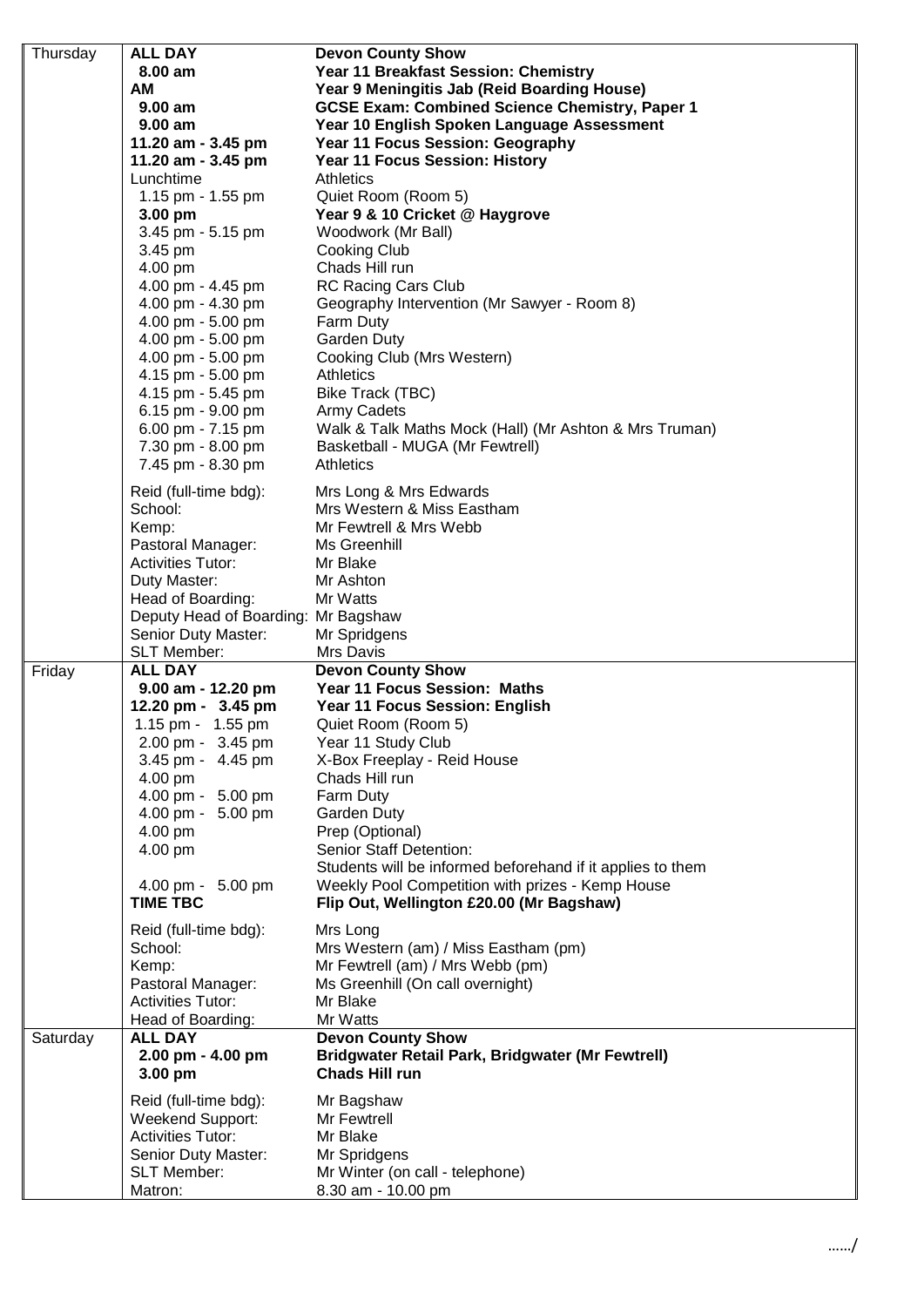| Day | Time | Activity |
|---|---|---|
| Thursday | **ALL DAY** | **Devon County Show** |
| | **8.00 am** | **Year 11 Breakfast Session: Chemistry** |
| | **AM** | **Year 9 Meningitis Jab (Reid Boarding House)** |
| | **9.00 am** | **GCSE Exam: Combined Science Chemistry, Paper 1** |
| | **9.00 am** | **Year 10 English Spoken Language Assessment** |
| | **11.20 am - 3.45 pm** | **Year 11 Focus Session: Geography** |
| | **11.20 am - 3.45 pm** | **Year 11 Focus Session: History** |
| | Lunchtime | Athletics |
| | 1.15 pm - 1.55 pm | Quiet Room (Room 5) |
| | **3.00 pm** | **Year 9 & 10 Cricket @ Haygrove** |
| | 3.45 pm - 5.15 pm | Woodwork (Mr Ball) |
| | 3.45 pm | Cooking Club |
| | 4.00 pm | Chads Hill run |
| | 4.00 pm - 4.45 pm | RC Racing Cars Club |
| | 4.00 pm - 4.30 pm | Geography Intervention (Mr Sawyer - Room 8) |
| | 4.00 pm - 5.00 pm | Farm Duty |
| | 4.00 pm - 5.00 pm | Garden Duty |
| | 4.00 pm - 5.00 pm | Cooking Club (Mrs Western) |
| | 4.15 pm - 5.00 pm | Athletics |
| | 4.15 pm - 5.45 pm | Bike Track (TBC) |
| | 6.15 pm - 9.00 pm | Army Cadets |
| | 6.00 pm - 7.15 pm | Walk & Talk Maths Mock (Hall) (Mr Ashton & Mrs Truman) |
| | 7.30 pm - 8.00 pm | Basketball - MUGA (Mr Fewtrell) |
| | 7.45 pm - 8.30 pm | Athletics |
| | Reid (full-time bdg): | Mrs Long & Mrs Edwards |
| | School: | Mrs Western & Miss Eastham |
| | Kemp: | Mr Fewtrell & Mrs Webb |
| | Pastoral Manager: | Ms Greenhill |
| | Activities Tutor: | Mr Blake |
| | Duty Master: | Mr Ashton |
| | Head of Boarding: | Mr Watts |
| | Deputy Head of Boarding: | Mr Bagshaw |
| | Senior Duty Master: | Mr Spridgens |
| | SLT Member: | Mrs Davis |
| Friday | **ALL DAY** | **Devon County Show** |
| | **9.00 am - 12.20 pm** | **Year 11 Focus Session: Maths** |
| | **12.20 pm - 3.45 pm** | **Year 11 Focus Session: English** |
| | 1.15 pm - 1.55 pm | Quiet Room (Room 5) |
| | 2.00 pm - 3.45 pm | Year 11 Study Club |
| | 3.45 pm - 4.45 pm | X-Box Freeplay - Reid House |
| | 4.00 pm | Chads Hill run |
| | 4.00 pm - 5.00 pm | Farm Duty |
| | 4.00 pm - 5.00 pm | Garden Duty |
| | 4.00 pm | Prep (Optional) |
| | 4.00 pm | Senior Staff Detention: Students will be informed beforehand if it applies to them |
| | 4.00 pm - 5.00 pm | Weekly Pool Competition with prizes - Kemp House |
| | **TIME TBC** | **Flip Out, Wellington £20.00 (Mr Bagshaw)** |
| | Reid (full-time bdg): | Mrs Long |
| | School: | Mrs Western (am) / Miss Eastham (pm) |
| | Kemp: | Mr Fewtrell (am) / Mrs Webb (pm) |
| | Pastoral Manager: | Ms Greenhill (On call overnight) |
| | Activities Tutor: | Mr Blake |
| | Head of Boarding: | Mr Watts |
| Saturday | **ALL DAY** | **Devon County Show** |
| | **2.00 pm - 4.00 pm** | **Bridgwater Retail Park, Bridgwater (Mr Fewtrell)** |
| | **3.00 pm** | **Chads Hill run** |
| | Reid (full-time bdg): | Mr Bagshaw |
| | Weekend Support: | Mr Fewtrell |
| | Activities Tutor: | Mr Blake |
| | Senior Duty Master: | Mr Spridgens |
| | SLT Member: | Mr Winter (on call - telephone) |
| | Matron: | 8.30 am - 10.00 pm |

……/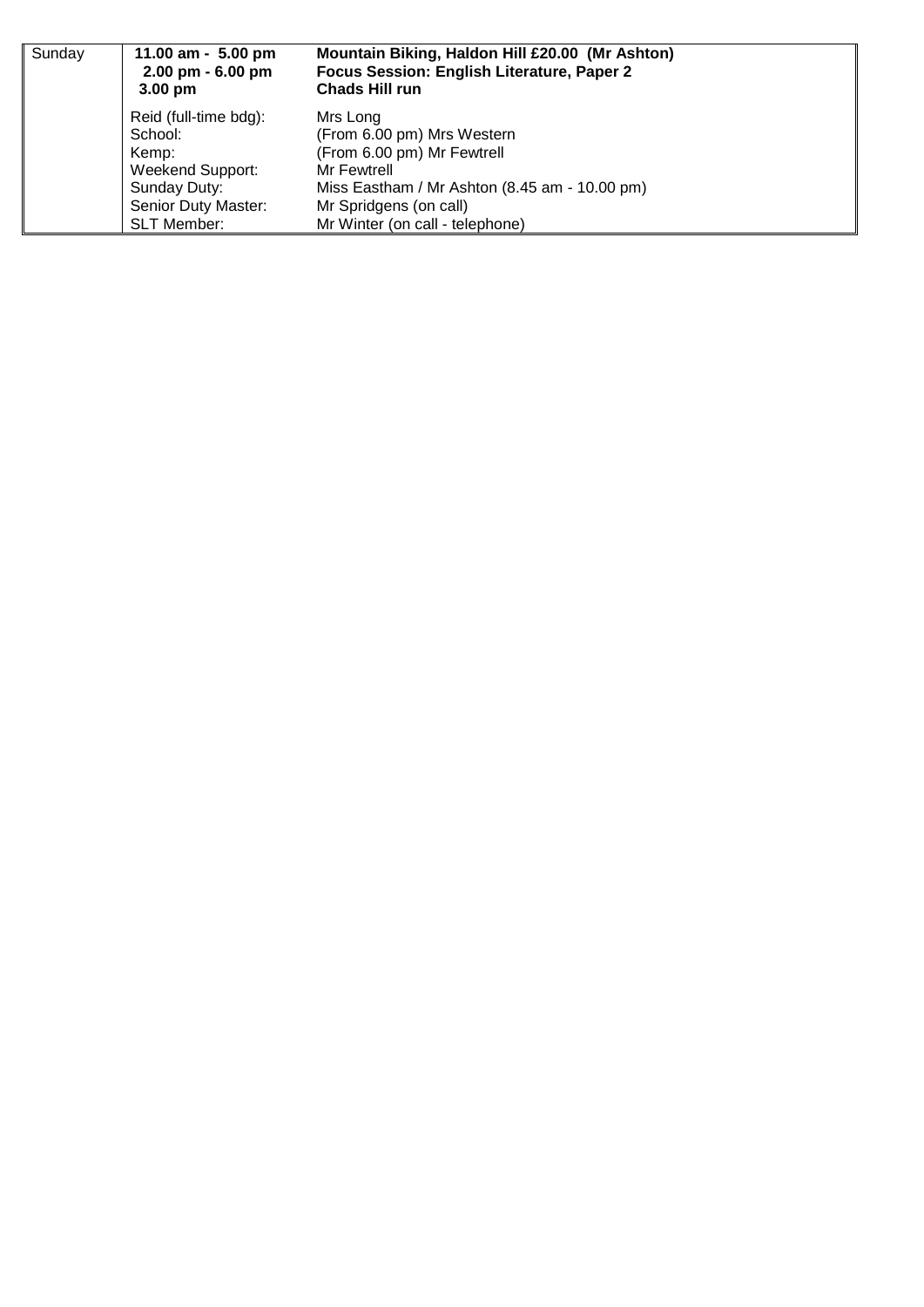| | | |
|---|---|---|
| Sunday | **11.00 am - 5.00 pm**<br>**2.00 pm - 6.00 pm**<br>**3.00 pm** | **Mountain Biking, Haldon Hill £20.00 (Mr Ashton)**<br>**Focus Session: English Literature, Paper 2**<br>**Chads Hill run** |
| | Reid (full-time bdg):<br>School:<br>Kemp:<br>Weekend Support:<br>Sunday Duty:<br>Senior Duty Master:<br>SLT Member: | Mrs Long<br>(From 6.00 pm) Mrs Western<br>(From 6.00 pm) Mr Fewtrell<br>Mr Fewtrell<br>Miss Eastham / Mr Ashton (8.45 am - 10.00 pm)<br>Mr Spridgens (on call)<br>Mr Winter (on call - telephone) |